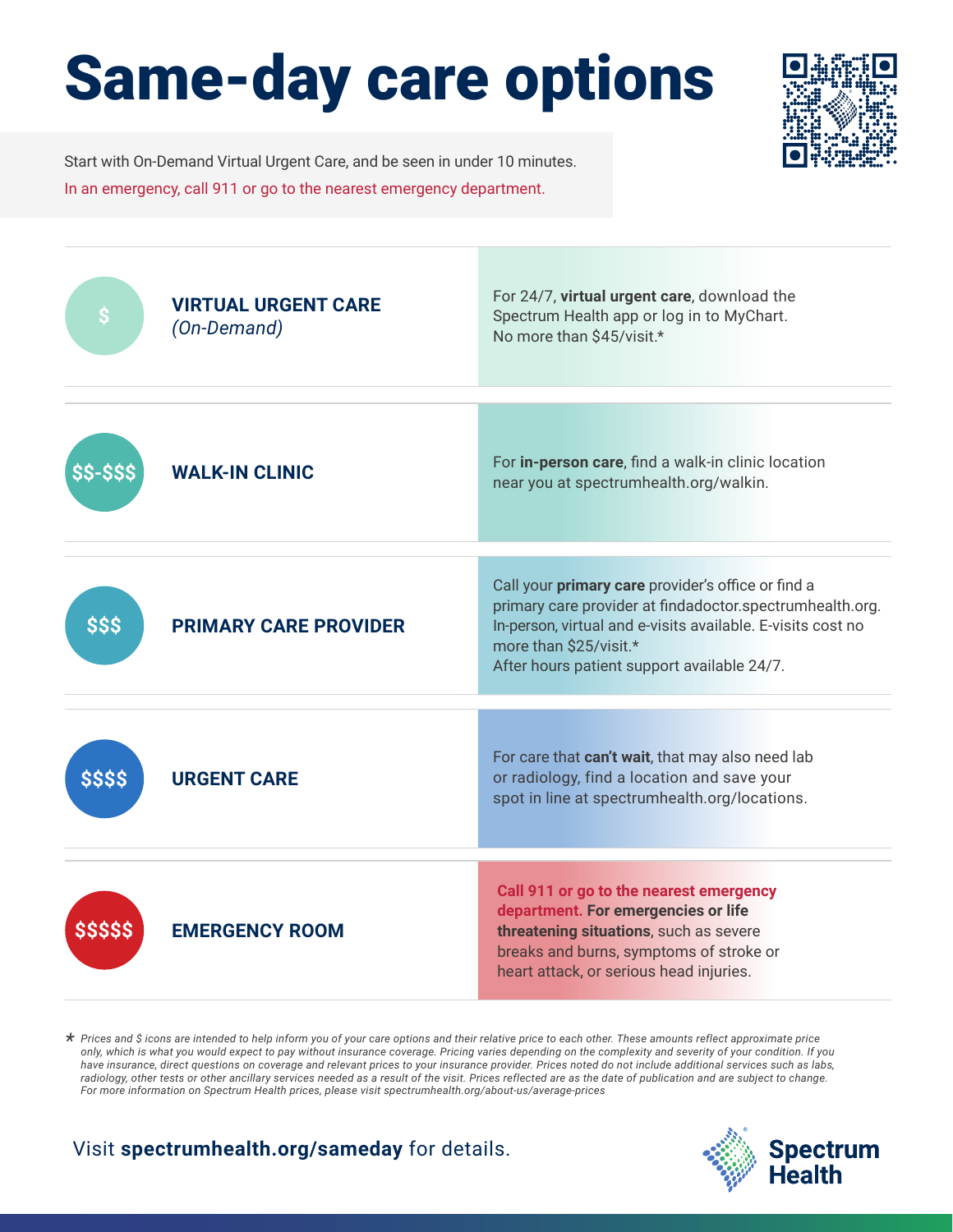# Same-day care options

Start with On-Demand Virtual Urgent Care, and be seen in under 10 minutes.

In an emergency, call 911 or go to the nearest emergency department.

| Cost | Care option | Details |
|---|---|---|
| $ | **VIRTUAL URGENT CARE** *(On-Demand)* | For 24/7, **virtual urgent care**, download the Spectrum Health app or log in to MyChart. No more than $45/visit.* |
| $$-$$$ | **WALK-IN CLINIC** | For **in-person care**, find a walk-in clinic location near you at spectrumhealth.org/walkin. |
| $$$ | **PRIMARY CARE PROVIDER** | Call your **primary care** provider's office or find a primary care provider at findadoctor.spectrumhealth.org. In-person, virtual and e-visits available. E-visits cost no more than $25/visit.* After hours patient support available 24/7. |
| $$$$ | **URGENT CARE** | For care that **can't wait**, that may also need lab or radiology, find a location and save your spot in line at spectrumhealth.org/locations. |
| $$$$$ | **EMERGENCY ROOM** | **Call 911 or go to the nearest emergency department. For emergencies or life threatening situations**, such as severe breaks and burns, symptoms of stroke or heart attack, or serious head injuries. |

\* *Prices and $ icons are intended to help inform you of your care options and their relative price to each other. These amounts reflect approximate price only, which is what you would expect to pay without insurance coverage. Pricing varies depending on the complexity and severity of your condition. If you have insurance, direct questions on coverage and relevant prices to your insurance provider. Prices noted do not include additional services such as labs, radiology, other tests or other ancillary services needed as a result of the visit. Prices reflected are as the date of publication and are subject to change. For more information on Spectrum Health prices, please visit spectrumhealth.org/about-us/average-prices*

Visit **spectrumhealth.org/sameday** for details.

Spectrum Health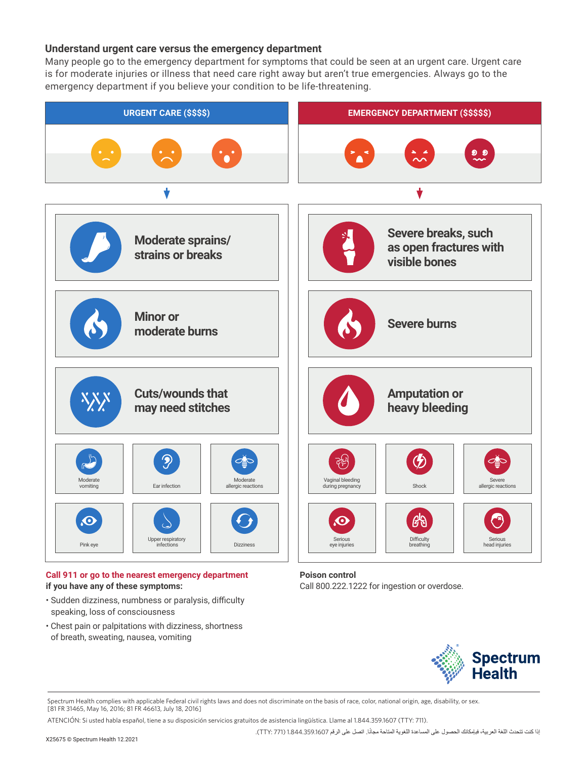## Understand urgent care versus the emergency department

Many people go to the emergency department for symptoms that could be seen at an urgent care. Urgent care is for moderate injuries or illness that need care right away but aren't true emergencies. Always go to the emergency department if you believe your condition to be life-threatening.

### URGENT CARE ($$$$)

- **Moderate sprains/strains or breaks**
- **Minor or moderate burns**
- **Cuts/wounds that may need stitches**
- Moderate vomiting
- Ear infection
- Moderate allergic reactions
- Pink eye
- Upper respiratory infections
- Dizziness

### EMERGENCY DEPARTMENT ($$$$$)

- **Severe breaks, such as open fractures with visible bones**
- **Severe burns**
- **Amputation or heavy bleeding**
- Vaginal bleeding during pregnancy
- Shock
- Severe allergic reactions
- Serious eye injuries
- Difficulty breathing
- Serious head injuries

**Call 911 or go to the nearest emergency department if you have any of these symptoms:**

- Sudden dizziness, numbness or paralysis, difficulty speaking, loss of consciousness
- Chest pain or palpitations with dizziness, shortness of breath, sweating, nausea, vomiting

**Poison control**
Call 800.222.1222 for ingestion or overdose.

Spectrum Health

Spectrum Health complies with applicable Federal civil rights laws and does not discriminate on the basis of race, color, national origin, age, disability, or sex. [81 FR 31465, May 16, 2016; 81 FR 46613, July 18, 2016]

ATENCIÓN: Si usted habla español, tiene a su disposición servicios gratuitos de asistencia lingüística. Llame al 1.844.359.1607 (TTY: 711).

إذا كنت تتحدث اللغة العربية، فبإمكانك الحصول على المساعدة اللغوية المتاحة مجانًا. اتصل على الرقم 1.844.359.1607 (TTY: 711).

X25675 © Spectrum Health 12.2021